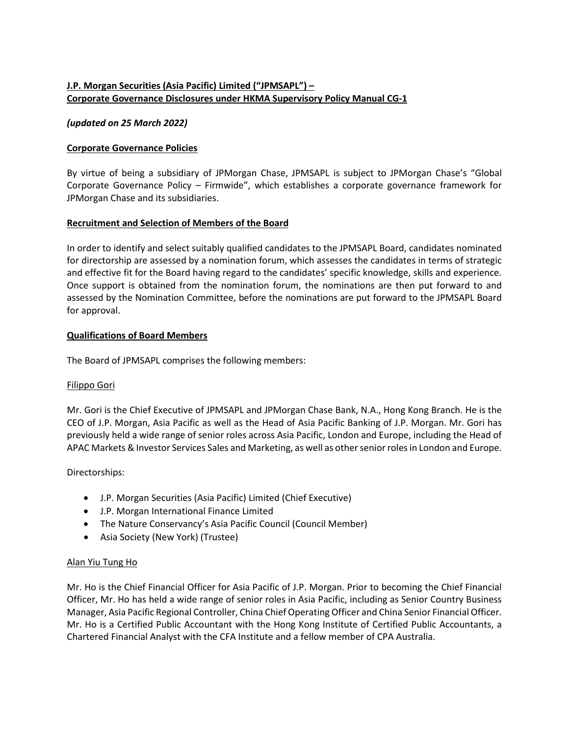**J.P. Morgan Securities (Asia Pacific) Limited ("JPMSAPL") –**
**Corporate Governance Disclosures under HKMA Supervisory Policy Manual CG-1**

***(updated on 25 March 2022)***

## Corporate Governance Policies

By virtue of being a subsidiary of JPMorgan Chase, JPMSAPL is subject to JPMorgan Chase's "Global Corporate Governance Policy – Firmwide", which establishes a corporate governance framework for JPMorgan Chase and its subsidiaries.

## Recruitment and Selection of Members of the Board

In order to identify and select suitably qualified candidates to the JPMSAPL Board, candidates nominated for directorship are assessed by a nomination forum, which assesses the candidates in terms of strategic and effective fit for the Board having regard to the candidates' specific knowledge, skills and experience. Once support is obtained from the nomination forum, the nominations are then put forward to and assessed by the Nomination Committee, before the nominations are put forward to the JPMSAPL Board for approval.

## Qualifications of Board Members

The Board of JPMSAPL comprises the following members:

### Filippo Gori

Mr. Gori is the Chief Executive of JPMSAPL and JPMorgan Chase Bank, N.A., Hong Kong Branch. He is the CEO of J.P. Morgan, Asia Pacific as well as the Head of Asia Pacific Banking of J.P. Morgan. Mr. Gori has previously held a wide range of senior roles across Asia Pacific, London and Europe, including the Head of APAC Markets & Investor Services Sales and Marketing, as well as other senior roles in London and Europe.

Directorships:

- J.P. Morgan Securities (Asia Pacific) Limited (Chief Executive)
- J.P. Morgan International Finance Limited
- The Nature Conservancy's Asia Pacific Council (Council Member)
- Asia Society (New York) (Trustee)

### Alan Yiu Tung Ho

Mr. Ho is the Chief Financial Officer for Asia Pacific of J.P. Morgan. Prior to becoming the Chief Financial Officer, Mr. Ho has held a wide range of senior roles in Asia Pacific, including as Senior Country Business Manager, Asia Pacific Regional Controller, China Chief Operating Officer and China Senior Financial Officer. Mr. Ho is a Certified Public Accountant with the Hong Kong Institute of Certified Public Accountants, a Chartered Financial Analyst with the CFA Institute and a fellow member of CPA Australia.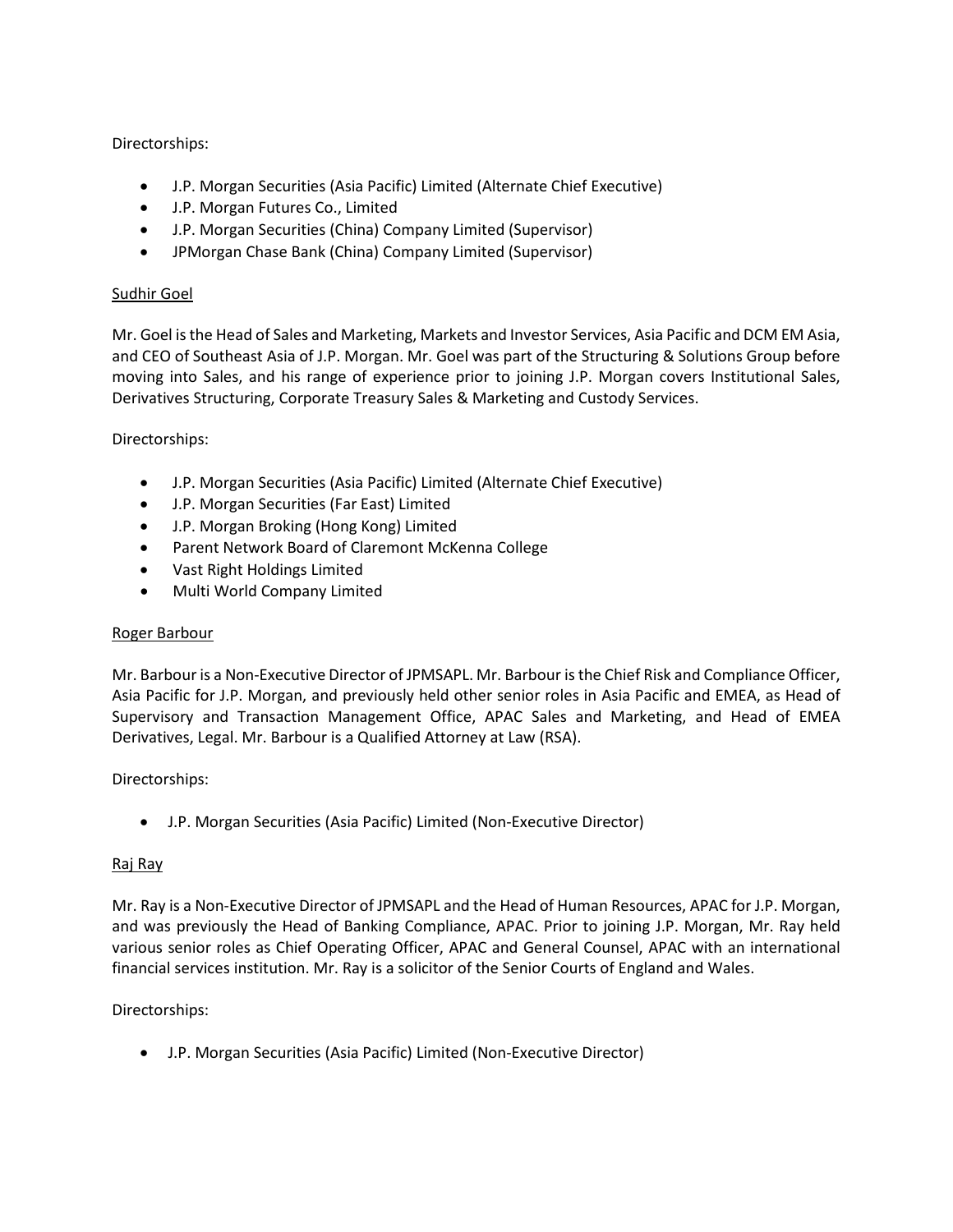Directorships:

- J.P. Morgan Securities (Asia Pacific) Limited (Alternate Chief Executive)
- J.P. Morgan Futures Co., Limited
- J.P. Morgan Securities (China) Company Limited (Supervisor)
- JPMorgan Chase Bank (China) Company Limited (Supervisor)

<u>Sudhir Goel</u>

Mr. Goel is the Head of Sales and Marketing, Markets and Investor Services, Asia Pacific and DCM EM Asia, and CEO of Southeast Asia of J.P. Morgan. Mr. Goel was part of the Structuring & Solutions Group before moving into Sales, and his range of experience prior to joining J.P. Morgan covers Institutional Sales, Derivatives Structuring, Corporate Treasury Sales & Marketing and Custody Services.

Directorships:

- J.P. Morgan Securities (Asia Pacific) Limited (Alternate Chief Executive)
- J.P. Morgan Securities (Far East) Limited
- J.P. Morgan Broking (Hong Kong) Limited
- Parent Network Board of Claremont McKenna College
- Vast Right Holdings Limited
- Multi World Company Limited

<u>Roger Barbour</u>

Mr. Barbour is a Non-Executive Director of JPMSAPL. Mr. Barbour is the Chief Risk and Compliance Officer, Asia Pacific for J.P. Morgan, and previously held other senior roles in Asia Pacific and EMEA, as Head of Supervisory and Transaction Management Office, APAC Sales and Marketing, and Head of EMEA Derivatives, Legal. Mr. Barbour is a Qualified Attorney at Law (RSA).

Directorships:

- J.P. Morgan Securities (Asia Pacific) Limited (Non-Executive Director)

<u>Raj Ray</u>

Mr. Ray is a Non-Executive Director of JPMSAPL and the Head of Human Resources, APAC for J.P. Morgan, and was previously the Head of Banking Compliance, APAC. Prior to joining J.P. Morgan, Mr. Ray held various senior roles as Chief Operating Officer, APAC and General Counsel, APAC with an international financial services institution. Mr. Ray is a solicitor of the Senior Courts of England and Wales.

Directorships:

- J.P. Morgan Securities (Asia Pacific) Limited (Non-Executive Director)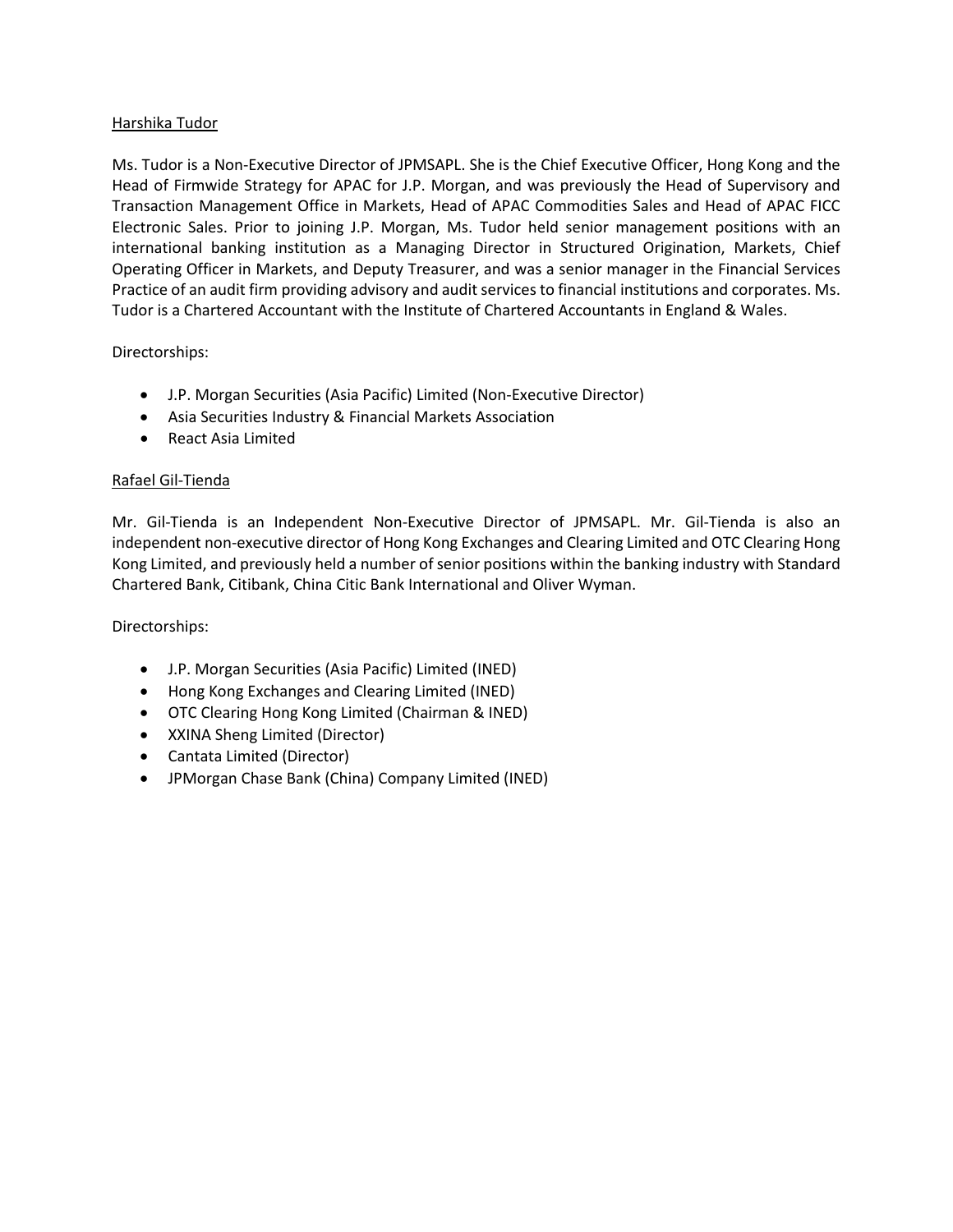Harshika Tudor

Ms. Tudor is a Non-Executive Director of JPMSAPL. She is the Chief Executive Officer, Hong Kong and the Head of Firmwide Strategy for APAC for J.P. Morgan, and was previously the Head of Supervisory and Transaction Management Office in Markets, Head of APAC Commodities Sales and Head of APAC FICC Electronic Sales. Prior to joining J.P. Morgan, Ms. Tudor held senior management positions with an international banking institution as a Managing Director in Structured Origination, Markets, Chief Operating Officer in Markets, and Deputy Treasurer, and was a senior manager in the Financial Services Practice of an audit firm providing advisory and audit services to financial institutions and corporates. Ms. Tudor is a Chartered Accountant with the Institute of Chartered Accountants in England & Wales.

Directorships:

- J.P. Morgan Securities (Asia Pacific) Limited (Non-Executive Director)
- Asia Securities Industry & Financial Markets Association
- React Asia Limited

Rafael Gil-Tienda

Mr. Gil-Tienda is an Independent Non-Executive Director of JPMSAPL. Mr. Gil-Tienda is also an independent non-executive director of Hong Kong Exchanges and Clearing Limited and OTC Clearing Hong Kong Limited, and previously held a number of senior positions within the banking industry with Standard Chartered Bank, Citibank, China Citic Bank International and Oliver Wyman.

Directorships:

- J.P. Morgan Securities (Asia Pacific) Limited (INED)
- Hong Kong Exchanges and Clearing Limited (INED)
- OTC Clearing Hong Kong Limited (Chairman & INED)
- XXINA Sheng Limited (Director)
- Cantata Limited (Director)
- JPMorgan Chase Bank (China) Company Limited (INED)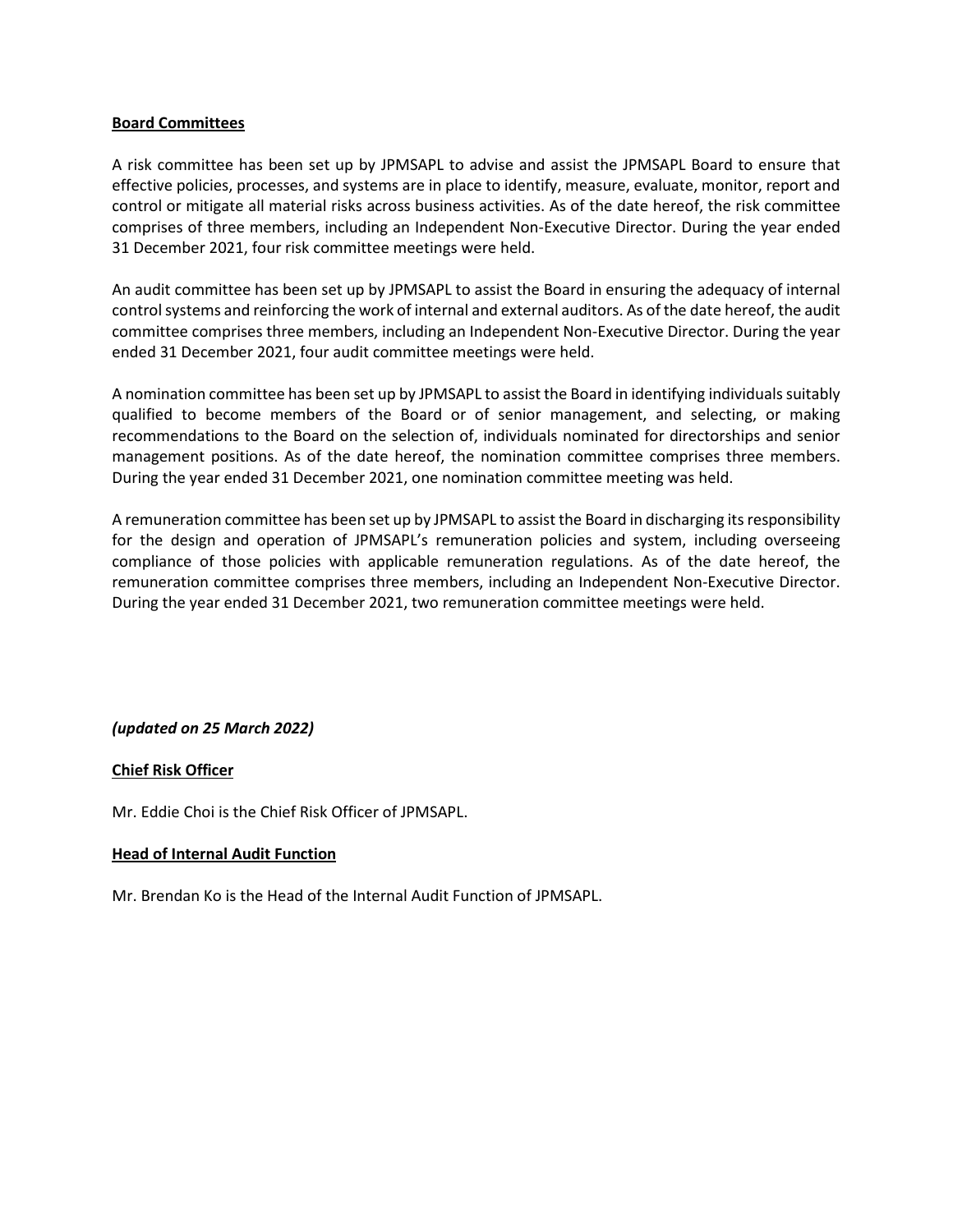**Board Committees**

A risk committee has been set up by JPMSAPL to advise and assist the JPMSAPL Board to ensure that effective policies, processes, and systems are in place to identify, measure, evaluate, monitor, report and control or mitigate all material risks across business activities. As of the date hereof, the risk committee comprises of three members, including an Independent Non-Executive Director. During the year ended 31 December 2021, four risk committee meetings were held.

An audit committee has been set up by JPMSAPL to assist the Board in ensuring the adequacy of internal control systems and reinforcing the work of internal and external auditors. As of the date hereof, the audit committee comprises three members, including an Independent Non-Executive Director. During the year ended 31 December 2021, four audit committee meetings were held.

A nomination committee has been set up by JPMSAPL to assist the Board in identifying individuals suitably qualified to become members of the Board or of senior management, and selecting, or making recommendations to the Board on the selection of, individuals nominated for directorships and senior management positions. As of the date hereof, the nomination committee comprises three members. During the year ended 31 December 2021, one nomination committee meeting was held.

A remuneration committee has been set up by JPMSAPL to assist the Board in discharging its responsibility for the design and operation of JPMSAPL's remuneration policies and system, including overseeing compliance of those policies with applicable remuneration regulations. As of the date hereof, the remuneration committee comprises three members, including an Independent Non-Executive Director. During the year ended 31 December 2021, two remuneration committee meetings were held.

***(updated on 25 March 2022)***

**Chief Risk Officer**

Mr. Eddie Choi is the Chief Risk Officer of JPMSAPL.

**Head of Internal Audit Function**

Mr. Brendan Ko is the Head of the Internal Audit Function of JPMSAPL.